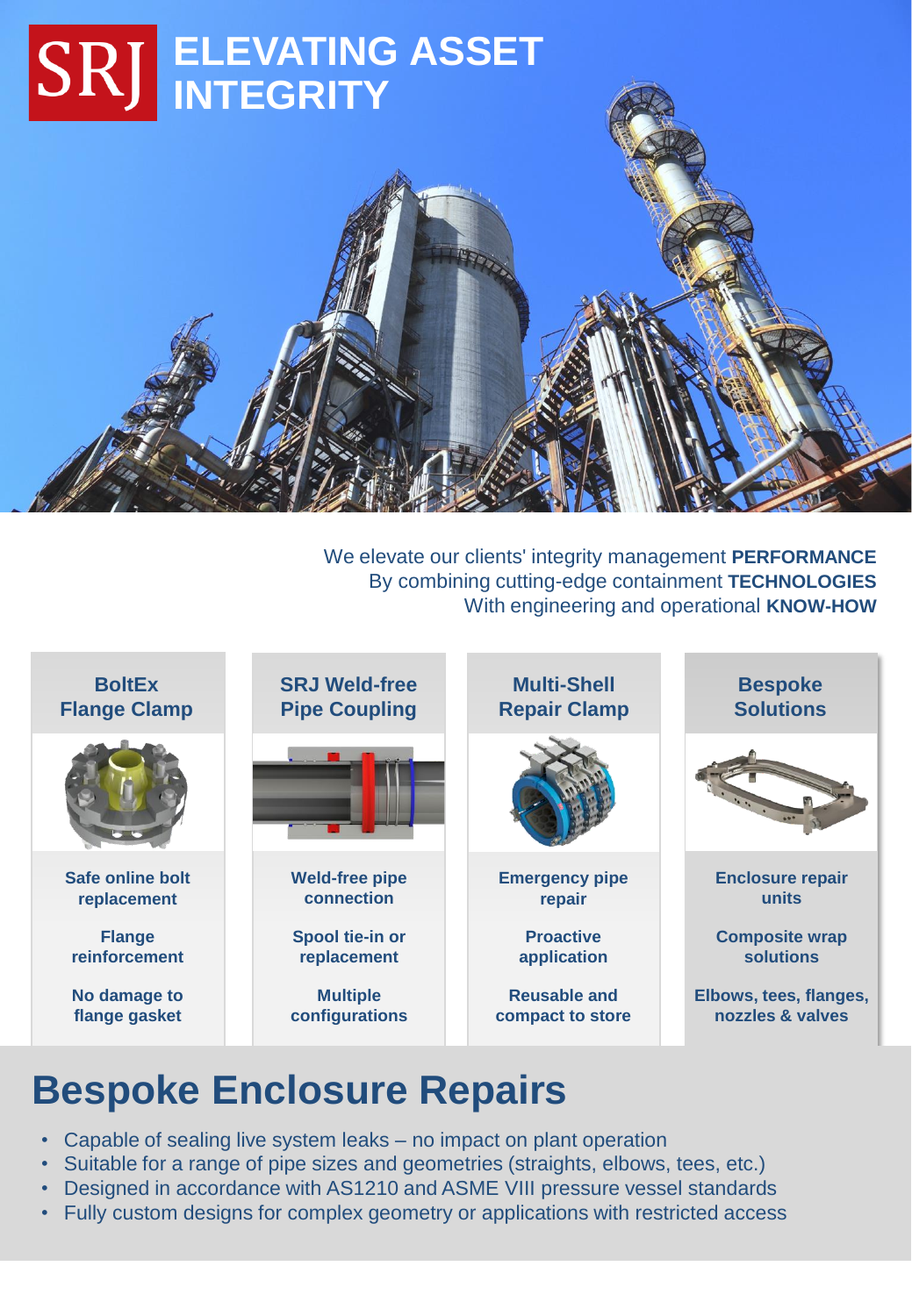# SRJ ELEVATING ASSET INTEGRITY

We elevate our clients' integrity management **PERFORMANCE**
By combining cutting-edge containment **TECHNOLOGIES**
With engineering and operational **KNOW-HOW**

| BoltEx Flange Clamp | SRJ Weld-free Pipe Coupling | Multi-Shell Repair Clamp | Bespoke Solutions |
|---|---|---|---|
| Safe online bolt replacement | Weld-free pipe connection | Emergency pipe repair | Enclosure repair units |
| Flange reinforcement | Spool tie-in or replacement | Proactive application | Composite wrap solutions |
| No damage to flange gasket | Multiple configurations | Reusable and compact to store | Elbows, tees, flanges, nozzles & valves |

## Bespoke Enclosure Repairs

- Capable of sealing live system leaks – no impact on plant operation
- Suitable for a range of pipe sizes and geometries (straights, elbows, tees, etc.)
- Designed in accordance with AS1210 and ASME VIII pressure vessel standards
- Fully custom designs for complex geometry or applications with restricted access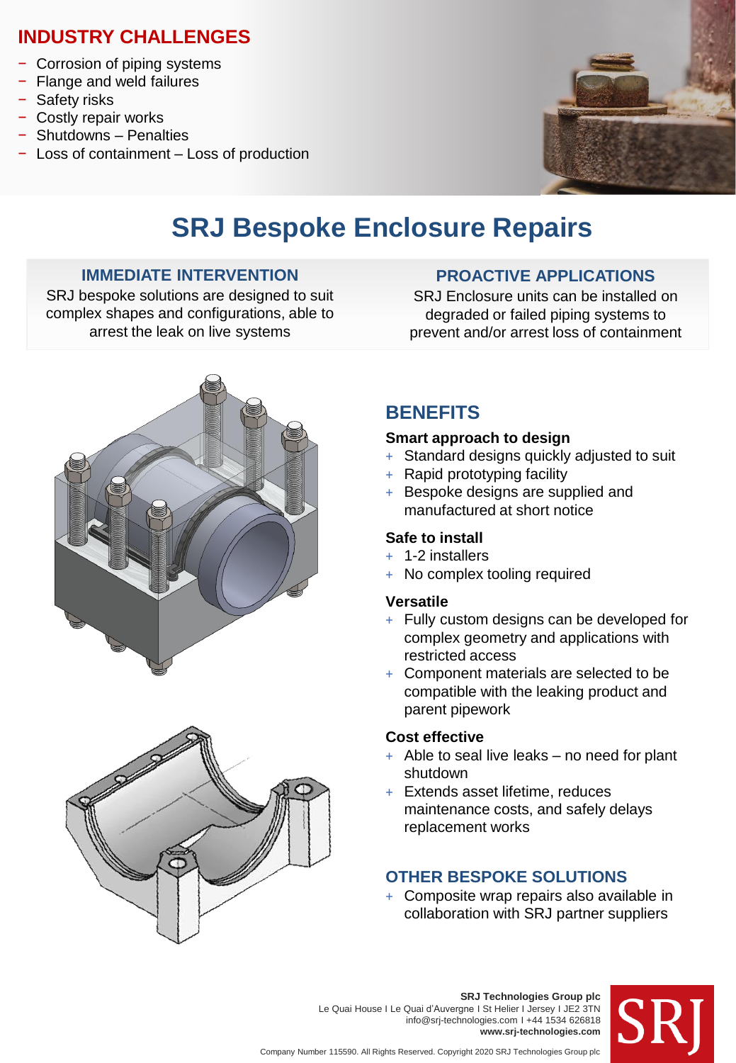## INDUSTRY CHALLENGES

- Corrosion of piping systems
- Flange and weld failures
- Safety risks
- Costly repair works
- Shutdowns – Penalties
- Loss of containment – Loss of production

# SRJ Bespoke Enclosure Repairs

### IMMEDIATE INTERVENTION

SRJ bespoke solutions are designed to suit complex shapes and configurations, able to arrest the leak on live systems

### PROACTIVE APPLICATIONS

SRJ Enclosure units can be installed on degraded or failed piping systems to prevent and/or arrest loss of containment

## BENEFITS

**Smart approach to design**

- Standard designs quickly adjusted to suit
- Rapid prototyping facility
- Bespoke designs are supplied and manufactured at short notice

**Safe to install**

- 1-2 installers
- No complex tooling required

**Versatile**

- Fully custom designs can be developed for complex geometry and applications with restricted access
- Component materials are selected to be compatible with the leaking product and parent pipework

**Cost effective**

- Able to seal live leaks – no need for plant shutdown
- Extends asset lifetime, reduces maintenance costs, and safely delays replacement works

## OTHER BESPOKE SOLUTIONS

- Composite wrap repairs also available in collaboration with SRJ partner suppliers

**SRJ Technologies Group plc**
Le Quai House I Le Quai d'Auvergne I St Helier I Jersey I JE2 3TN
info@srj-technologies.com I +44 1534 626818
**www.srj-technologies.com**

SRJ

Company Number 115590. All Rights Reserved. Copyright 2020 SRJ Technologies Group plc